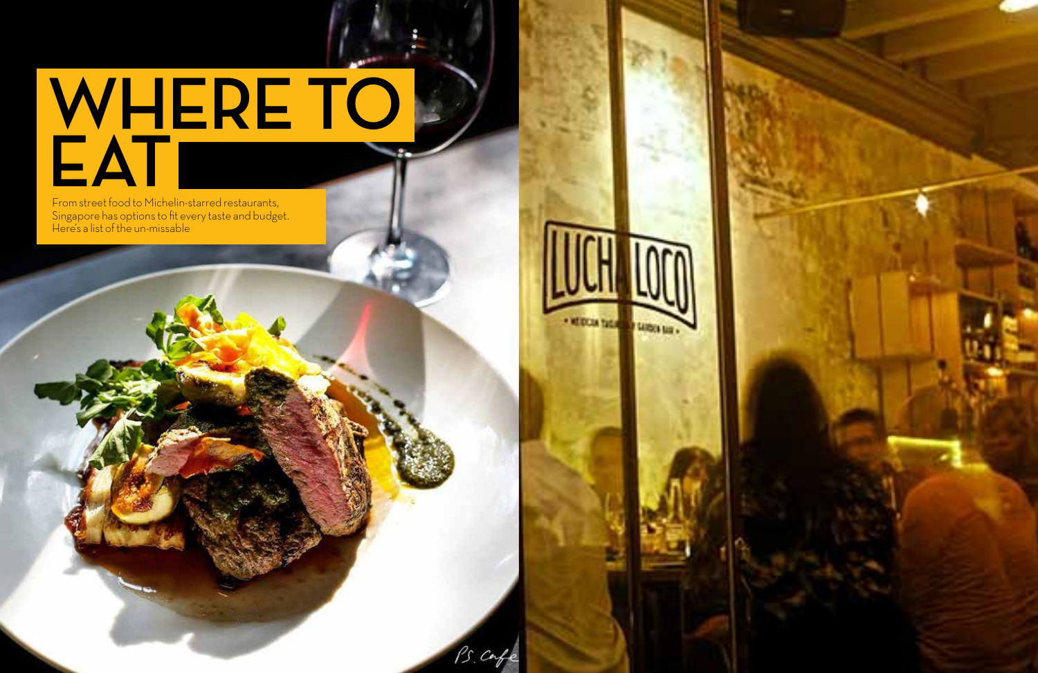# WHERE TO EAT

From street food to Michelin-starred restaurants, Singapore has options to fit every taste and budget. Here's a list of the un-missable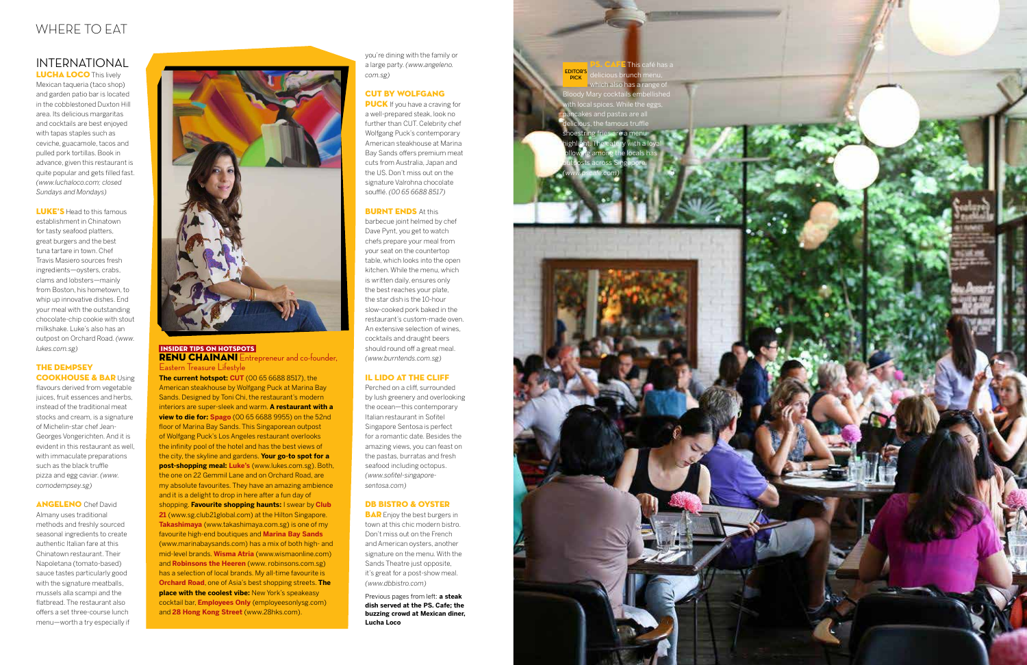# WHERE TO EAT

## INTERNATIONAL

**LUCHA LOCO** This lively Mexican taqueria (taco shop) and garden patio bar is located in the cobblestoned Duxton Hill area. Its delicious margaritas and cocktails are best enjoyed with tapas staples such as ceviche, guacamole, tacos and pulled pork tortillas. Book in advance, given this restaurant is quite popular and gets filled fast. *(www.luchaloco.com; closed Sundays and Mondays)*

**LUKE'S** Head to this famous establishment in Chinatown for tasty seafood platters, great burgers and the best tuna tartare in town. Chef Travis Masiero sources fresh ingredients—oysters, crabs, clams and lobsters—mainly from Boston, his hometown, to whip up innovative dishes. End your meal with the outstanding chocolate-chip cookie with stout milkshake. Luke's also has an outpost on Orchard Road. *(www.lukes.com.sg)*

**THE DEMPSEY COOKHOUSE & BAR** Using flavours derived from vegetable juices, fruit essences and herbs, instead of the traditional meat stocks and cream, is a signature of Michelin-star chef Jean-Georges Vongerichten. And it is evident in this restaurant as well, with immaculate preparations such as the black truffle pizza and egg caviar. *(www.comodempsey.sg)*

**ANGELENO** Chef David Almany uses traditional methods and freshly sourced seasonal ingredients to create authentic Italian fare at this Chinatown restaurant. Their Napoletana (tomato-based) sauce tastes particularly good with the signature meatballs, mussels alla scampi and the flatbread. The restaurant also offers a set three-course lunch menu—worth a try especially if you're dining with the family or a large party. *(www.angeleno.com.sg)*

**CUT BY WOLFGANG PUCK** If you have a craving for a well-prepared steak, look no further than CUT. Celebrity chef Wolfgang Puck's contemporary American steakhouse at Marina Bay Sands offers premium meat cuts from Australia, Japan and the US. Don't miss out on the signature Valrhona chocolate soufflé. *(00 65 6688 8517)*

**BURNT ENDS** At this barbecue joint helmed by chef Dave Pynt, you get to watch chefs prepare your meal from your seat on the countertop table, which looks into the open kitchen. While the menu, which is written daily, ensures only the best reaches your plate, the star dish is the 10-hour slow-cooked pork baked in the restaurant's custom-made oven. An extensive selection of wines, cocktails and draught beers should round off a great meal. *(www.burntends.com.sg)*

**IL LIDO AT THE CLIFF** Perched on a cliff, surrounded by lush greenery and overlooking the ocean—this contemporary Italian restaurant in Sofitel Singapore Sentosa is perfect for a romantic date. Besides the amazing views, you can feast on the pastas, burratas and fresh seafood including octopus. *(www.sofitel-singapore-sentosa.com)*

**DB BISTRO & OYSTER BAR** Enjoy the best burgers in town at this chic modern bistro. Don't miss out on the French and American oysters, another signature on the menu. With the Sands Theatre just opposite, it's great for a post-show meal. *(www.dbbistro.com)*

Previous pages from left: **a steak dish served at the PS. Cafe; the buzzing crowd at Mexican diner, Lucha Loco**

### INSIDER TIPS ON HOTSPOTS

**RENU CHAINANI** Entrepreneur and co-founder, Eastern Treasure Lifestyle

**The current hotspot: CUT** (00 65 6688 8517), the American steakhouse by Wolfgang Puck at Marina Bay Sands. Designed by Toni Chi, the restaurant's modern interiors are super-sleek and warm. **A restaurant with a view to die for: Spago** (00 65 6688 9955) on the 52nd floor of Marina Bay Sands. This Singaporean outpost of Wolfgang Puck's Los Angeles restaurant overlooks the infinity pool of the hotel and has the best views of the city, the skyline and gardens. **Your go-to spot for a post-shopping meal: Luke's** (www.lukes.com.sg). Both, the one on 22 Gemmil Lane and on Orchard Road, are my absolute favourites. They have an amazing ambience and it is a delight to drop in here after a fun day of shopping. **Favourite shopping haunts:** I swear by **Club 21** (www.sg.club21global.com) at the Hilton Singapore. **Takashimaya** (www.takashimaya.com.sg) is one of my favourite high-end boutiques and **Marina Bay Sands** (www.marinabaysands.com) has a mix of both high- and mid-level brands. **Wisma Atria** (www.wismaonline.com) and **Robinsons the Heeren** (www.robinsons.com.sg) has a selection of local brands. My all-time favourite is **Orchard Road**, one of Asia's best shopping streets. **The place with the coolest vibe:** New York's speakeasy cocktail bar, **Employees Only** (employeesonlysg.com) and **28 Hong Kong Street** (www.28hks.com).

EDITOR'S PICK

**PS. CAFE** This café has a delicious brunch menu, which also has a range of Bloody Mary cocktails embellished with local spices. While the eggs, pancakes and pastas are all delicious, the famous truffle shoestring fries are a menu highlight. This eatery with a loyal following among the locals has outposts across Singapore. *(www.pscafe.com)*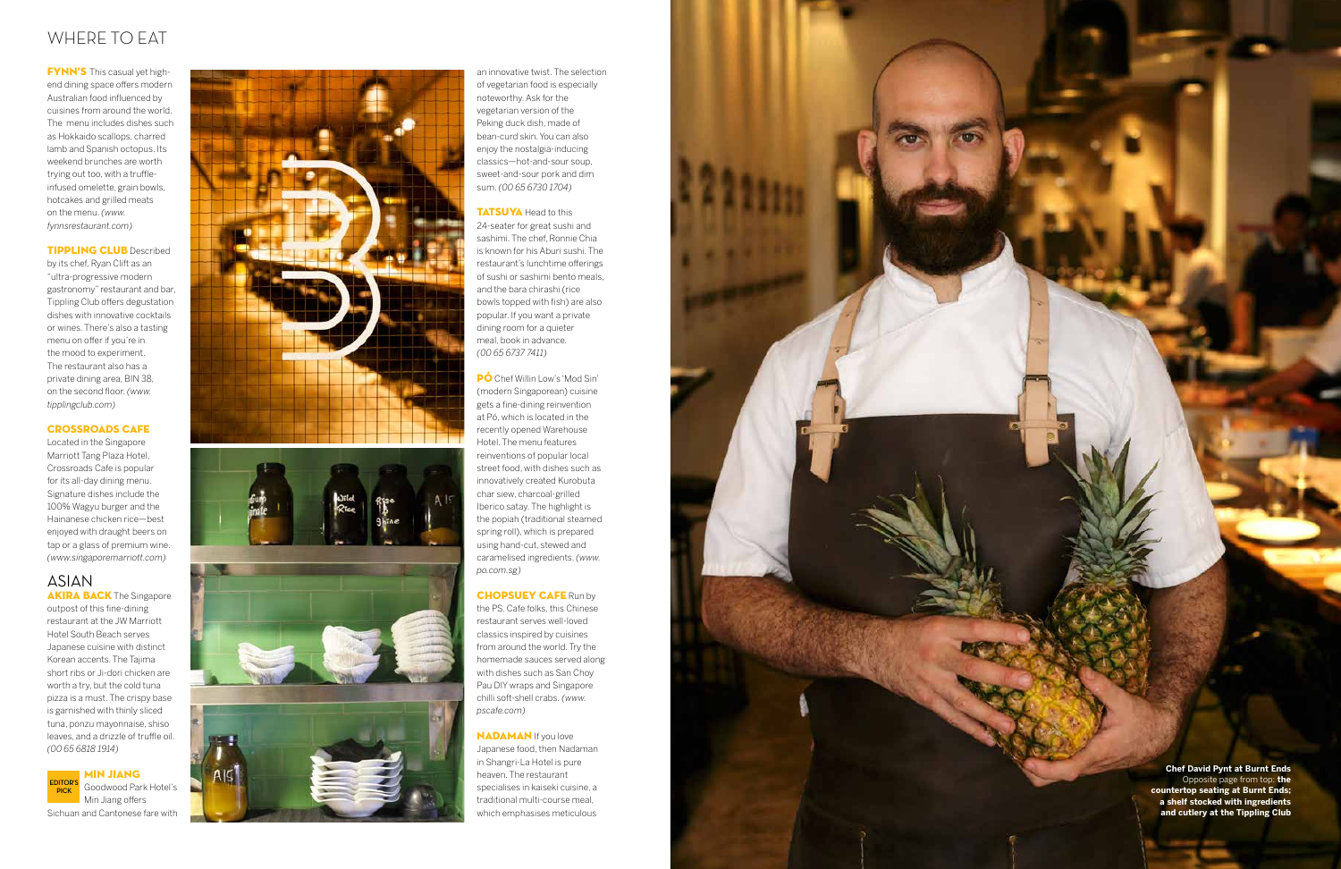# WHERE TO EAT

**FYNN'S** This casual yet high-end dining space offers modern Australian food influenced by cuisines from around the world. The menu includes dishes such as Hokkaido scallops, charred lamb and Spanish octopus. Its weekend brunches are worth trying out too, with a truffle-infused omelette, grain bowls, hotcakes and grilled meats on the menu. *(www.fynnsrestaurant.com)*

**TIPPLING CLUB** Described by its chef, Ryan Clift as an "ultra-progressive modern gastronomy" restaurant and bar, Tippling Club offers degustation dishes with innovative cocktails or wines. There's also a tasting menu on offer if you're in the mood to experiment. The restaurant also has a private dining area, BIN 38, on the second floor. *(www.tipplingclub.com)*

**CROSSROADS CAFE**
Located in the Singapore Marriott Tang Plaza Hotel, Crossroads Cafe is popular for its all-day dining menu. Signature dishes include the 100% Wagyu burger and the Hainanese chicken rice—best enjoyed with draught beers on tap or a glass of premium wine. *(www.singaporemarriott.com)*

## ASIAN

**AKIRA BACK** The Singapore outpost of this fine-dining restaurant at the JW Marriott Hotel South Beach serves Japanese cuisine with distinct Korean accents. The Tajima short ribs or Ji-dori chicken are worth a try, but the cold tuna pizza is a must. The crispy base is garnished with thinly sliced tuna, ponzu mayonnaise, shiso leaves, and a drizzle of truffle oil. *(00 65 6818 1914)*

EDITOR'S PICK **MIN JIANG** Goodwood Park Hotel's Min Jiang offers Sichuan and Cantonese fare with an innovative twist. The selection of vegetarian food is especially noteworthy. Ask for the vegetarian version of the Peking duck dish, made of bean-curd skin. You can also enjoy the nostalgia-inducing classics—hot-and-sour soup, sweet-and-sour pork and dim sum. *(00 65 6730 1704)*

**TATSUYA** Head to this 24-seater for great sushi and sashimi. The chef, Ronnie Chia is known for his Aburi sushi. The restaurant's lunchtime offerings of sushi or sashimi bento meals, and the bara chirashi (rice bowls topped with fish) are also popular. If you want a private dining room for a quieter meal, book in advance. *(00 65 6737 7411)*

**PÓ** Chef Willin Low's 'Mod Sin' (modern Singaporean) cuisine gets a fine-dining reinvention at Pó, which is located in the recently opened Warehouse Hotel. The menu features reinventions of popular local street food, with dishes such as innovatively created Kurobuta char siew, charcoal-grilled Iberico satay. The highlight is the popiah (traditional steamed spring roll), which is prepared using hand-cut, stewed and caramelised ingredients. *(www.po.com.sg)*

**CHOPSUEY CAFE** Run by the PS. Cafe folks, this Chinese restaurant serves well-loved classics inspired by cuisines from around the world. Try the homemade sauces served along with dishes such as San Choy Pau DIY wraps and Singapore chilli soft-shell crabs. *(www.pscafe.com)*

**NADAMAN** If you love Japanese food, then Nadaman in Shangri-La Hotel is pure heaven. The restaurant specialises in kaiseki cuisine, a traditional multi-course meal, which emphasises meticulous

**Chef David Pynt at Burnt Ends**
Opposite page from top: **the countertop seating at Burnt Ends; a shelf stocked with ingredients and cutlery at the Tippling Club**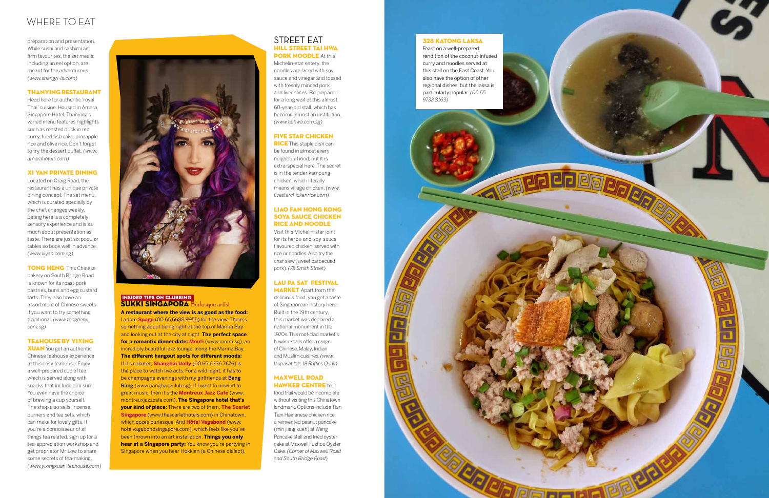# WHERE TO EAT

preparation and presentation. While sushi and sashimi are firm favourites, the set meals, including an eel option, are meant for the adventurous. *(www.shangri-la.com)*

### THANYING RESTAURANT

Head here for authentic 'royal Thai' cuisine. Housed in Amara Singapore Hotel, Thanying's varied menu features highlights such as roasted duck in red curry, fried fish cake, pineapple rice and olive rice. Don't forget to try the dessert buffet. *(www.amarahotels.com)*

### XI YAN PRIVATE DINING

Located on Craig Road, the restaurant has a unique private dining concept. The set menu, which is curated specially by the chef, changes weekly. Eating here is a completely sensory experience and is as much about presentation as taste. There are just six popular tables so book well in advance. *(www.xiyan.com.sg)*

**TONG HENG** This Chinese bakery on South Bridge Road is known for its roast-pork pastries, buns and egg custard tarts. They also have an assortment of Chinese sweets if you want to try something traditional. *(www.tongheng.com.sg)*

**TEAHOUSE BY YIXING XUAN** You get an authentic Chinese teahouse experience at this cosy teahouse. Enjoy a well-prepared cup of tea, which is served along with snacks that include dim sum. You even have the choice of brewing a cup yourself. The shop also sells incense, burners and tea sets, which can make for lovely gifts. If you're a connoisseur of all things tea related, sign up for a tea-appreciation workshop and get proprietor Mr Low to share some secrets of tea-making. *(www.yixingxuan-teahouse.com)*

**INSIDER TIPS ON CLUBBING**

### SUKKI SINGAPORA Burlesque artist

**A restaurant where the view is as good as the food:** I adore **Spago** (00 65 6688 9955) for the view. There's something about being right at the top of Marina Bay and looking out at the city at night. **The perfect space for a romantic dinner date: Monti** (www.monti.sg), an incredibly beautiful jazz lounge, along the Marina Bay. **The different hangout spots for different moods:** If it's cabaret, **Shanghai Dolly** (00 65 6336 7676) is the place to watch live acts. For a wild night, it has to be champagne evenings with my girlfriends at **Bang Bang** (www.bangbangclub.sg). If I want to unwind to great music, then it's the **Montreux Jazz Café** (www.montreuxjazzcafe.com). **The Singapore hotel that's your kind of place:** There are two of them. **The Scarlet Singapore** (www.thescarlethotels.com) in Chinatown, which oozes burlesque. And **Hôtel Vagabond** (www.hotelvagabondsingapore.com), which feels like you've been thrown into an art installation. **Things you only hear at a Singapore party:** You know you're partying in Singapore when you hear Hokkien (a Chinese dialect).

## STREET EAT

**HILL STREET TAI HWA PORK NOODLE** At this Michelin-star eatery, the noodles are laced with soy sauce and vinegar and tossed with freshly minced pork and liver slices. Be prepared for a long wait at this almost 60-year-old stall, which has become almost an institution. *(www.taihwa.com.sg)*

**FIVE STAR CHICKEN RICE** This staple dish can be found in almost every neighbourhood, but it is extra-special here. The secret is in the tender kampung chicken, which literally means village chicken. *(www.fivestarchickenrice.com)*

**LIAO FAN HONG KONG SOYA SAUCE CHICKEN RICE AND NOODLE**

Visit this Michelin-star joint for its herbs-and-soy-sauce flavoured chicken, served with rice or noodles. Also try the char siew (sweet barbecued pork). *(78 Smith Street)*

**LAU PA SAT FESTIVAL MARKET** Apart from the delicious food, you get a taste of Singaporean history here. Built in the 19th century, this market was declared a national monument in the 1970s. This roof-clad market's hawker stalls offer a range of Chinese, Malay, Indian and Muslim cuisines. *(www.laupasat.biz; 18 Raffles Quay)*

**MAXWELL ROAD HAWKER CENTRE** Your food trail would be incomplete without visiting this Chinatown landmark. Options include Tian Tian Hainanese chicken rice, a reinvented peanut pancake (min jiang kueh) at Weng Pancake stall and fried oyster cake at Maxwell Fuzhou Oyster Cake. *(Corner of Maxwell Road and South Bridge Road)*

### 328 KATONG LAKSA

Feast on a well-prepared rendition of the coconut-infused curry and noodles served at this stall on the East Coast. You also have the option of other regional dishes, but the laksa is particularly popular. *(00 65 9732 8163)*